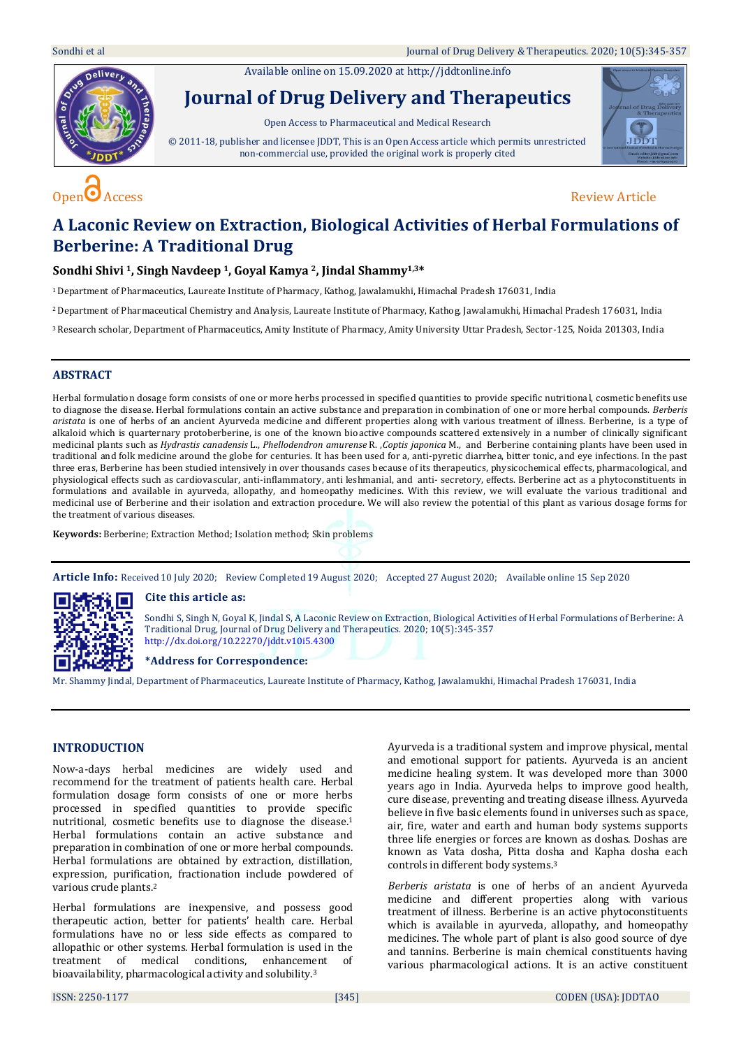Available online on 15.09.2020 at http://jddtonline.info

# Journal of Drug Delivery and Therapeutics

Open Access to Pharmaceutical and Medical Research

© 2011-18, publisher and licensee JDDT, This is an Open Access article which permits unrestricted non-commercial use, provided the original work is properly cited

Open Access

Review Article

# A Laconic Review on Extraction, Biological Activities of Herbal Formulations of Berberine: A Traditional Drug

**Sondhi Shivi [1], Singh Navdeep [1], Goyal Kamya [2], Jindal Shammy[1,3]\***

[1] Department of Pharmaceutics, Laureate Institute of Pharmacy, Kathog, Jawalamukhi, Himachal Pradesh 176031, India

[2] Department of Pharmaceutical Chemistry and Analysis, Laureate Institute of Pharmacy, Kathog, Jawalamukhi, Himachal Pradesh 176031, India

[3] Research scholar, Department of Pharmaceutics, Amity Institute of Pharmacy, Amity University Uttar Pradesh, Sector-125, Noida 201303, India

## ABSTRACT

Herbal formulation dosage form consists of one or more herbs processed in specified quantities to provide specific nutritional, cosmetic benefits use to diagnose the disease. Herbal formulations contain an active substance and preparation in combination of one or more herbal compounds. *Berberis aristata* is one of herbs of an ancient Ayurveda medicine and different properties along with various treatment of illness. Berberine, is a type of alkaloid which is quarternary protoberberine, is one of the known bioactive compounds scattered extensively in a number of clinically significant medicinal plants such as *Hydrastis canadensis* L., *Phellodendron amurense* R. ,*Coptis japonica* M., and Berberine containing plants have been used in traditional and folk medicine around the globe for centuries. It has been used for a, anti-pyretic diarrhea, bitter tonic, and eye infections. In the past three eras, Berberine has been studied intensively in over thousands cases because of its therapeutics, physicochemical effects, pharmacological, and physiological effects such as cardiovascular, anti-inflammatory, anti leshmanial, and anti- secretory, effects. Berberine act as a phytoconstituents in formulations and available in ayurveda, allopathy, and homeopathy medicines. With this review, we will evaluate the various traditional and medicinal use of Berberine and their isolation and extraction procedure. We will also review the potential of this plant as various dosage forms for the treatment of various diseases.

**Keywords:** Berberine; Extraction Method; Isolation method; Skin problems

**Article Info:** Received 10 July 2020; Review Completed 19 August 2020; Accepted 27 August 2020; Available online 15 Sep 2020

**Cite this article as:**

Sondhi S, Singh N, Goyal K, Jindal S, A Laconic Review on Extraction, Biological Activities of Herbal Formulations of Berberine: A Traditional Drug, Journal of Drug Delivery and Therapeutics. 2020; 10(5):345-357 http://dx.doi.org/10.22270/jddt.v10i5.4300

**\*Address for Correspondence:**

Mr. Shammy Jindal, Department of Pharmaceutics, Laureate Institute of Pharmacy, Kathog, Jawalamukhi, Himachal Pradesh 176031, India

## INTRODUCTION

Now-a-days herbal medicines are widely used and recommend for the treatment of patients health care. Herbal formulation dosage form consists of one or more herbs processed in specified quantities to provide specific nutritional, cosmetic benefits use to diagnose the disease.[1] Herbal formulations contain an active substance and preparation in combination of one or more herbal compounds. Herbal formulations are obtained by extraction, distillation, expression, purification, fractionation include powdered of various crude plants.[2]

Herbal formulations are inexpensive, and possess good therapeutic action, better for patients' health care. Herbal formulations have no or less side effects as compared to allopathic or other systems. Herbal formulation is used in the treatment of medical conditions, enhancement of bioavailability, pharmacological activity and solubility.[3]

Ayurveda is a traditional system and improve physical, mental and emotional support for patients. Ayurveda is an ancient medicine healing system. It was developed more than 3000 years ago in India. Ayurveda helps to improve good health, cure disease, preventing and treating disease illness. Ayurveda believe in five basic elements found in universes such as space, air, fire, water and earth and human body systems supports three life energies or forces are known as doshas. Doshas are known as Vata dosha, Pitta dosha and Kapha dosha each controls in different body systems.[3]

*Berberis aristata* is one of herbs of an ancient Ayurveda medicine and different properties along with various treatment of illness. Berberine is an active phytoconstituents which is available in ayurveda, allopathy, and homeopathy medicines. The whole part of plant is also good source of dye and tannins. Berberine is main chemical constituents having various pharmacological actions. It is an active constituent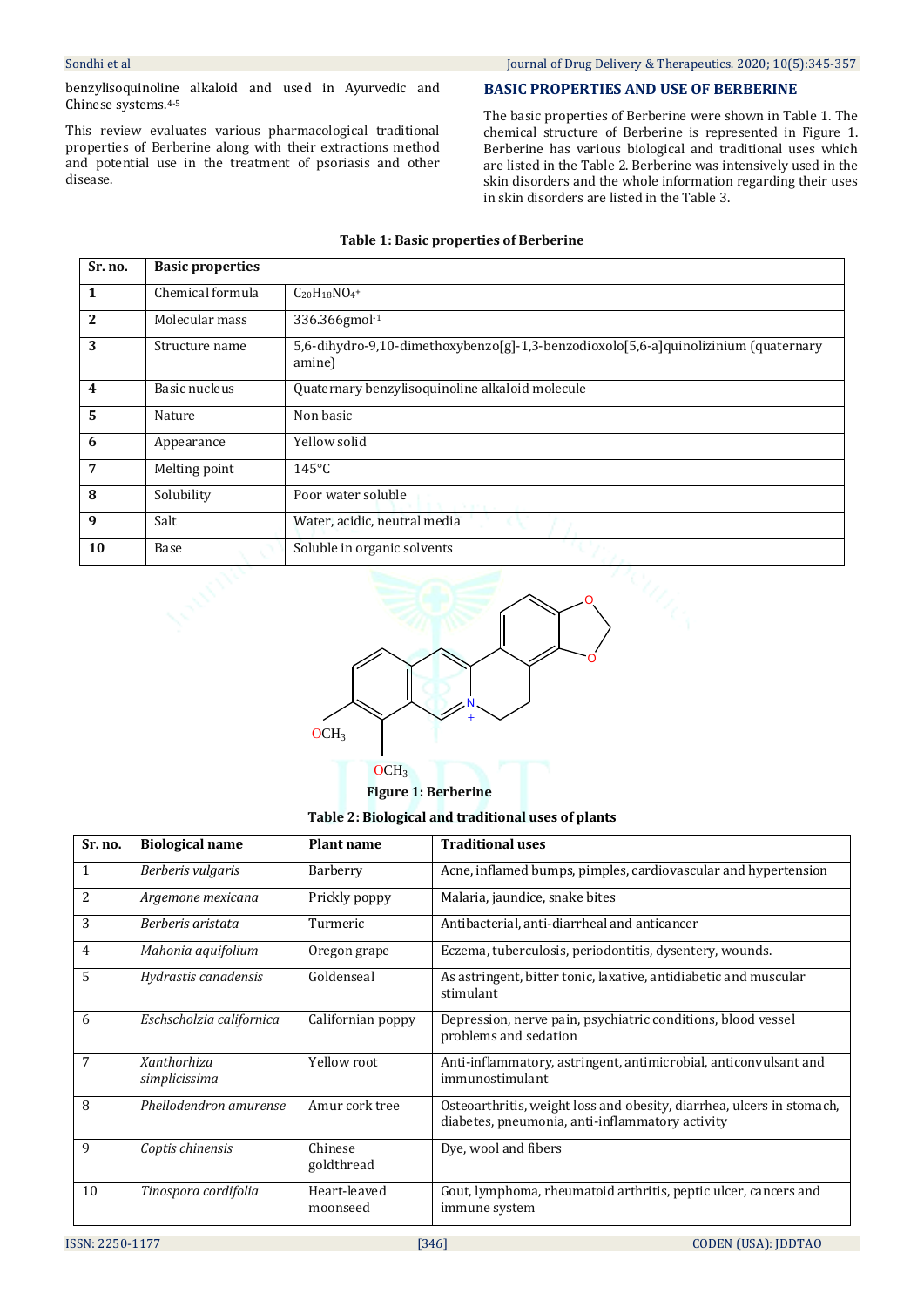benzylisoquinoline alkaloid and used in Ayurvedic and Chinese systems.[4-5]

This review evaluates various pharmacological traditional properties of Berberine along with their extractions method and potential use in the treatment of psoriasis and other disease.

## BASIC PROPERTIES AND USE OF BERBERINE

The basic properties of Berberine were shown in Table 1. The chemical structure of Berberine is represented in Figure 1. Berberine has various biological and traditional uses which are listed in the Table 2. Berberine was intensively used in the skin disorders and the whole information regarding their uses in skin disorders are listed in the Table 3.

**Table 1: Basic properties of Berberine**

| Sr. no. | Basic properties | |
|---|---|---|
| 1 | Chemical formula | $C_{20}H_{18}NO_4^+$ |
| 2 | Molecular mass | 336.366gmol$^{-1}$ |
| 3 | Structure name | 5,6-dihydro-9,10-dimethoxybenzo[g]-1,3-benzodioxolo[5,6-a]quinolizinium (quaternary amine) |
| 4 | Basic nucleus | Quaternary benzylisoquinoline alkaloid molecule |
| 5 | Nature | Non basic |
| 6 | Appearance | Yellow solid |
| 7 | Melting point | 145°C |
| 8 | Solubility | Poor water soluble |
| 9 | Salt | Water, acidic, neutral media |
| 10 | Base | Soluble in organic solvents |

**Figure 1: Berberine**

**Table 2: Biological and traditional uses of plants**

| Sr. no. | Biological name | Plant name | Traditional uses |
|---|---|---|---|
| 1 | *Berberis vulgaris* | Barberry | Acne, inflamed bumps, pimples, cardiovascular and hypertension |
| 2 | *Argemone mexicana* | Prickly poppy | Malaria, jaundice, snake bites |
| 3 | *Berberis aristata* | Turmeric | Antibacterial, anti-diarrheal and anticancer |
| 4 | *Mahonia aquifolium* | Oregon grape | Eczema, tuberculosis, periodontitis, dysentery, wounds. |
| 5 | *Hydrastis canadensis* | Goldenseal | As astringent, bitter tonic, laxative, antidiabetic and muscular stimulant |
| 6 | *Eschscholzia californica* | Californian poppy | Depression, nerve pain, psychiatric conditions, blood vessel problems and sedation |
| 7 | *Xanthorhiza simplicissima* | Yellow root | Anti-inflammatory, astringent, antimicrobial, anticonvulsant and immunostimulant |
| 8 | *Phellodendron amurense* | Amur cork tree | Osteoarthritis, weight loss and obesity, diarrhea, ulcers in stomach, diabetes, pneumonia, anti-inflammatory activity |
| 9 | *Coptis chinensis* | Chinese goldthread | Dye, wool and fibers |
| 10 | *Tinospora cordifolia* | Heart-leaved moonseed | Gout, lymphoma, rheumatoid arthritis, peptic ulcer, cancers and immune system |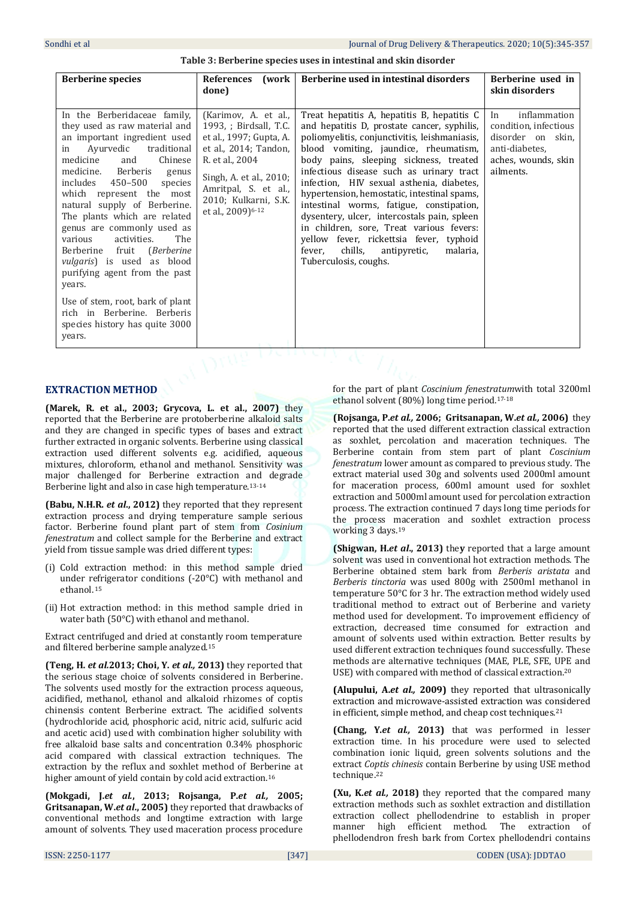**Table 3: Berberine species uses in intestinal and skin disorder**

| Berberine species | References (work done) | Berberine used in intestinal disorders | Berberine used in skin disorders |
|---|---|---|---|
| In the Berberidaceae family, they used as raw material and an important ingredient used in Ayurvedic traditional medicine and Chinese medicine. Berberis genus includes 450–500 species which represent the most natural supply of Berberine. The plants which are related genus are commonly used as various activities. The Berberine fruit (*Berberine vulgaris*) is used as blood purifying agent from the past years. Use of stem, root, bark of plant rich in Berberine. Berberis species history has quite 3000 years. | (Karimov, A. et al., 1993, ; Birdsall, T.C. et al., 1997; Gupta, A. et al., 2014; Tandon, R. et al., 2004 Singh, A. et al., 2010; Amritpal, S. et al., 2010; Kulkarni, S.K. et al., 2009)[6-12] | Treat hepatitis A, hepatitis B, hepatitis C and hepatitis D, prostate cancer, syphilis, poliomyelitis, conjunctivitis, leishmaniasis, blood vomiting, jaundice, rheumatism, body pains, sleeping sickness, treated infectious disease such as urinary tract infection, HIV sexual asthenia, diabetes, hypertension, hemostatic, intestinal spams, intestinal worms, fatigue, constipation, dysentery, ulcer, intercostals pain, spleen in children, sore, Treat various fevers: yellow fever, rickettsia fever, typhoid fever, chills, antipyretic, malaria, Tuberculosis, coughs. | In inflammation condition, infectious disorder on skin, anti-diabetes, aches, wounds, skin ailments. |

## EXTRACTION METHOD

**(Marek, R. et al., 2003; Grycova, L. et al., 2007)** they reported that the Berberine are protoberberine alkaloid salts and they are changed in specific types of bases and extract further extracted in organic solvents. Berberine using classical extraction used different solvents e.g. acidified, aqueous mixtures, chloroform, ethanol and methanol. Sensitivity was major challenged for Berberine extraction and degrade Berberine light and also in case high temperature.[13-14]

**(Babu, N.H.R. *et al.*, 2012)** they reported that they represent extraction process and drying temperature sample serious factor. Berberine found plant part of stem from *Cosinium fenestratum* and collect sample for the Berberine and extract yield from tissue sample was dried different types:

(i) Cold extraction method: in this method sample dried under refrigerator conditions (-20°C) with methanol and ethanol.[15]

(ii) Hot extraction method: in this method sample dried in water bath (50°C) with ethanol and methanol.

Extract centrifuged and dried at constantly room temperature and filtered berberine sample analyzed.[15]

**(Teng, H. *et al.*2013; Choi, Y. *et al.,* 2013)** they reported that the serious stage choice of solvents considered in Berberine. The solvents used mostly for the extraction process aqueous, acidified, methanol, ethanol and alkaloid rhizomes of coptis chinensis content Berberine extract. The acidified solvents (hydrochloride acid, phosphoric acid, nitric acid, sulfuric acid and acetic acid) used with combination higher solubility with free alkaloid base salts and concentration 0.34% phosphoric acid compared with classical extraction techniques. The extraction by the reflux and soxhlet method of Berberine at higher amount of yield contain by cold acid extraction.[16]

**(Mokgadi, J.*et al.*, 2013; Rojsanga, P.*et al.,* 2005; Gritsanapan, W.*et al.*, 2005)** they reported that drawbacks of conventional methods and longtime extraction with large amount of solvents. They used maceration process procedure for the part of plant *Coscinium fenestratum*with total 3200ml ethanol solvent (80%) long time period.[17-18]

**(Rojsanga, P.*et al.,* 2006; Gritsanapan, W.*et al.,* 2006)** they reported that the used different extraction classical extraction as soxhlet, percolation and maceration techniques. The Berberine contain from stem part of plant *Coscinium fenestratum* lower amount as compared to previous study. The extract material used 30g and solvents used 2000ml amount for maceration process, 600ml amount used for soxhlet extraction and 5000ml amount used for percolation extraction process. The extraction continued 7 days long time periods for the process maceration and soxhlet extraction process working 3 days.[19]

**(Shigwan, H.*et al.*, 2013)** they reported that a large amount solvent was used in conventional hot extraction methods. The Berberine obtained stem bark from *Berberis aristata* and *Berberis tinctoria* was used 800g with 2500ml methanol in temperature 50°C for 3 hr. The extraction method widely used traditional method to extract out of Berberine and variety method used for development. To improvement efficiency of extraction, decreased time consumed for extraction and amount of solvents used within extraction. Better results by used different extraction techniques found successfully. These methods are alternative techniques (MAE, PLE, SFE, UPE and USE) with compared with method of classical extraction.[20]

**(Alupului, A.*et al.,* 2009)** they reported that ultrasonically extraction and microwave-assisted extraction was considered in efficient, simple method, and cheap cost techniques.[21]

**(Chang, Y.*et al.,* 2013)** that was performed in lesser extraction time. In his procedure were used to selected combination ionic liquid, green solvents solutions and the extract *Coptis chinesis* contain Berberine by using USE method technique.[22]

**(Xu, K.*et al.,* 2018)** they reported that the compared many extraction methods such as soxhlet extraction and distillation extraction collect phellodendrine to establish in proper manner high efficient method. The extraction of phellodendron fresh bark from Cortex phellodendri contains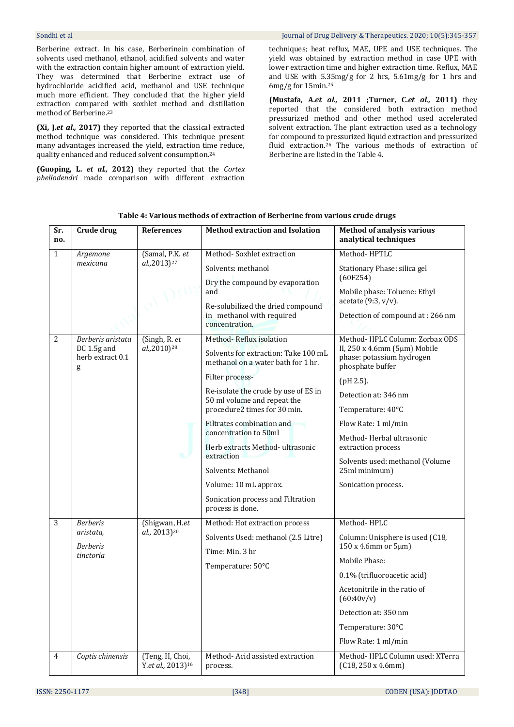Berberine extract. In his case, Berberinein combination of solvents used methanol, ethanol, acidified solvents and water with the extraction contain higher amount of extraction yield. They was determined that Berberine extract use of hydrochloride acidified acid, methanol and USE technique much more efficient. They concluded that the higher yield extraction compared with soxhlet method and distillation method of Berberine.[23]

**(Xi, J.*et al.,* 2017)** they reported that the classical extracted method technique was considered. This technique present many advantages increased the yield, extraction time reduce, quality enhanced and reduced solvent consumption.[24]

**(Guoping, L. *et al.,* 2012)** they reported that the *Cortex phellodendri* made comparison with different extraction techniques; heat reflux, MAE, UPE and USE techniques. The yield was obtained by extraction method in case UPE with lower extraction time and higher extraction time. Reflux, MAE and USE with 5.35mg/g for 2 hrs, 5.61mg/g for 1 hrs and 6mg/g for 15min.[25]

**(Mustafa, A.*et al.,* 2011 ;Turner, C.*et al.,* 2011)** they reported that the considered both extraction method pressurized method and other method used accelerated solvent extraction. The plant extraction used as a technology for compound to pressurized liquid extraction and pressurized fluid extraction.[26] The various methods of extraction of Berberine are listed in the Table 4.

**Table 4: Various methods of extraction of Berberine from various crude drugs**

| Sr. no. | Crude drug | References | Method extraction and Isolation | Method of analysis various analytical techniques |
|---|---|---|---|---|
| 1 | *Argemone mexicana* | (Samal, P.K. *et al.,*2013)[27] | Method- Soxhlet extraction<br>Solvents: methanol<br>Dry the compound by evaporation and<br>Re-solubilized the dried compound in methanol with required concentration. | Method- HPTLC<br>Stationary Phase: silica gel (60F254)<br>Mobile phase: Toluene: Ethyl acetate (9:3, v/v).<br>Detection of compound at : 266 nm |
| 2 | *Berberis aristata* DC 1.5g and herb extract 0.1 g | (Singh, R. *et al.,*2010)[28] | Method- Reflux isolation<br>Solvents for extraction: Take 100 mL methanol on a water bath for 1 hr.<br>Filter process-<br>Re-isolate the crude by use of ES in 50 ml volume and repeat the procedure2 times for 30 min.<br>Filtrates combination and concentration to 50ml<br>Herb extracts Method- ultrasonic extraction<br>Solvents: Methanol<br>Volume: 10 mL approx.<br>Sonication process and Filtration process is done. | Method- HPLC Column: Zorbax ODS II, 250 x 4.6mm (5µm) Mobile phase: potassium hydrogen phosphate buffer<br>(pH 2.5).<br>Detection at: 346 nm<br>Temperature: 40°C<br>Flow Rate: 1 ml/min<br>Method- Herbal ultrasonic extraction process<br>Solvents used: methanol (Volume 25ml minimum)<br>Sonication process. |
| 3 | *Berberis aristata,*<br>*Berberis tinctoria* | (Shigwan, H.*et al.,* 2013)[20] | Method: Hot extraction process<br>Solvents Used: methanol (2.5 Litre)<br>Time: Min. 3 hr<br>Temperature: 50°C | Method- HPLC<br>Column: Unisphere is used (C18, 150 x 4.6mm or 5µm)<br>Mobile Phase:<br>0.1% (trifluoroacetic acid)<br>Acetonitrile in the ratio of (60:40v/v)<br>Detection at: 350 nm<br>Temperature: 30°C<br>Flow Rate: 1 ml/min |
| 4 | *Coptis chinensis* | (Teng, H, Choi, Y.*et al.,* 2013)[16] | Method- Acid assisted extraction process. | Method- HPLC Column used: XTerra (C18, 250 x 4.6mm) |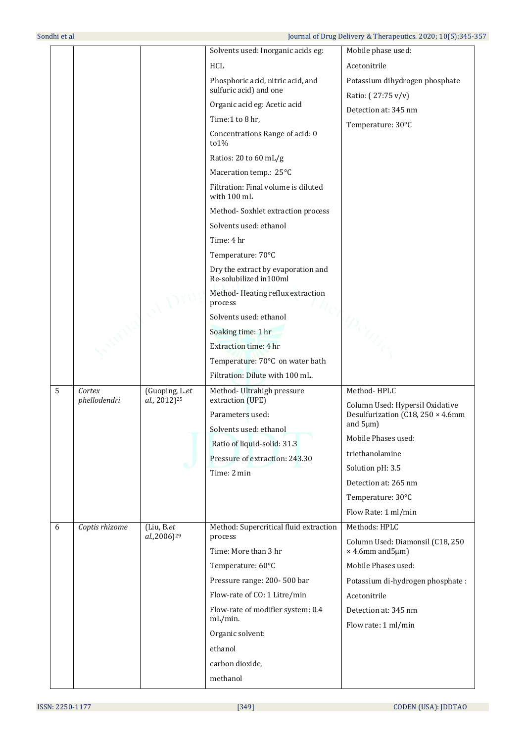| | | | | |
|---|---|---|---|---|
| | | | Solvents used: Inorganic acids eg: HCL Phosphoric acid, nitric acid, and sulfuric acid) and one Organic acid eg: Acetic acid Time:1 to 8 hr, Concentrations Range of acid: 0 to1% Ratios: 20 to 60 mL/g Maceration temp.: 25°C Filtration: Final volume is diluted with 100 mL Method- Soxhlet extraction process Solvents used: ethanol Time: 4 hr Temperature: 70°C Dry the extract by evaporation and Re-solubilized in100ml Method- Heating reflux extraction process Solvents used: ethanol Soaking time: 1 hr Extraction time: 4 hr Temperature: 70°C on water bath Filtration: Dilute with 100 mL. | Mobile phase used: Acetonitrile Potassium dihydrogen phosphate Ratio: ( 27:75 v/v) Detection at: 345 nm Temperature: 30°C |
| 5 | *Cortex phellodendri* | (Guoping, L.*et al.,* 2012)[25] | Method- Ultrahigh pressure extraction (UPE) Parameters used: Solvents used: ethanol Ratio of liquid-solid: 31.3 Pressure of extraction: 243.30 Time: 2 min | Method- HPLC Column Used: Hypersil Oxidative Desulfurization (C18, 250 × 4.6mm and 5μm) Mobile Phases used: triethanolamine Solution pH: 3.5 Detection at: 265 nm Temperature: 30°C Flow Rate: 1 ml/min |
| 6 | *Coptis rhizome* | (Liu, B.*et al.,*2006)[29] | Method: Supercritical fluid extraction process Time: More than 3 hr Temperature: 60°C Pressure range: 200- 500 bar Flow-rate of CO: 1 Litre/min Flow-rate of modifier system: 0.4 mL/min. Organic solvent: ethanol carbon dioxide, methanol | Methods: HPLC Column Used: Diamonsil (C18, 250 × 4.6mm and5μm) Mobile Phases used: Potassium di-hydrogen phosphate : Acetonitrile Detection at: 345 nm Flow rate: 1 ml/min |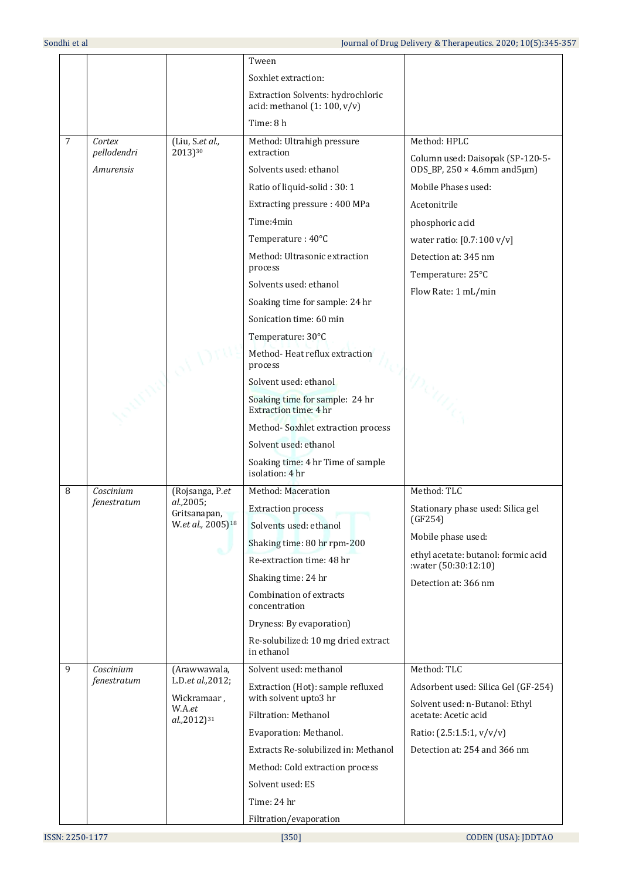|  |  |  |  |  |
|---|---|---|---|---|
|  |  |  | Tween<br>Soxhlet extraction:<br>Extraction Solvents: hydrochloric acid: methanol (1: 100, v/v)<br>Time: 8 h |  |
| 7 | *Cortex pellodendri Amurensis* | (Liu, S.*et al.,* 2013)[30] | Method: Ultrahigh pressure extraction<br>Solvents used: ethanol<br>Ratio of liquid-solid : 30: 1<br>Extracting pressure : 400 MPa<br>Time:4min<br>Temperature : 40°C<br>Method: Ultrasonic extraction process<br>Solvents used: ethanol<br>Soaking time for sample: 24 hr<br>Sonication time: 60 min<br>Temperature: 30°C<br>Method- Heat reflux extraction process<br>Solvent used: ethanol<br>Soaking time for sample: 24 hr Extraction time: 4 hr<br>Method- Soxhlet extraction process<br>Solvent used: ethanol<br>Soaking time: 4 hr Time of sample isolation: 4 hr | Method: HPLC<br>Column used: Daisopak (SP-120-5-ODS_BP, 250 × 4.6mm and5μm)<br>Mobile Phases used:<br>Acetonitrile<br>phosphoric acid<br>water ratio: [0.7:100 v/v]<br>Detection at: 345 nm<br>Temperature: 25°C<br>Flow Rate: 1 mL/min |
| 8 | *Coscinium fenestratum* | (Rojsanga, P.*et al.,*2005; Gritsanapan, W.*et al.,* 2005)[18] | Method: Maceration<br>Extraction process<br>Solvents used: ethanol<br>Shaking time: 80 hr rpm-200<br>Re-extraction time: 48 hr<br>Shaking time: 24 hr<br>Combination of extracts concentration<br>Dryness: By evaporation)<br>Re-solubilized: 10 mg dried extract in ethanol | Method: TLC<br>Stationary phase used: Silica gel (GF254)<br>Mobile phase used:<br>ethyl acetate: butanol: formic acid :water (50:30:12:10)<br>Detection at: 366 nm |
| 9 | *Coscinium fenestratum* | (Arawwawala, L.D.*et al.,*2012; Wickramaar , W.A.*et al.,*2012)[31] | Solvent used: methanol<br>Extraction (Hot): sample refluxed with solvent upto3 hr<br>Filtration: Methanol<br>Evaporation: Methanol.<br>Extracts Re-solubilized in: Methanol<br>Method: Cold extraction process<br>Solvent used: ES<br>Time: 24 hr<br>Filtration/evaporation | Method: TLC<br>Adsorbent used: Silica Gel (GF-254)<br>Solvent used: n-Butanol: Ethyl acetate: Acetic acid<br>Ratio: (2.5:1.5:1, v/v/v)<br>Detection at: 254 and 366 nm |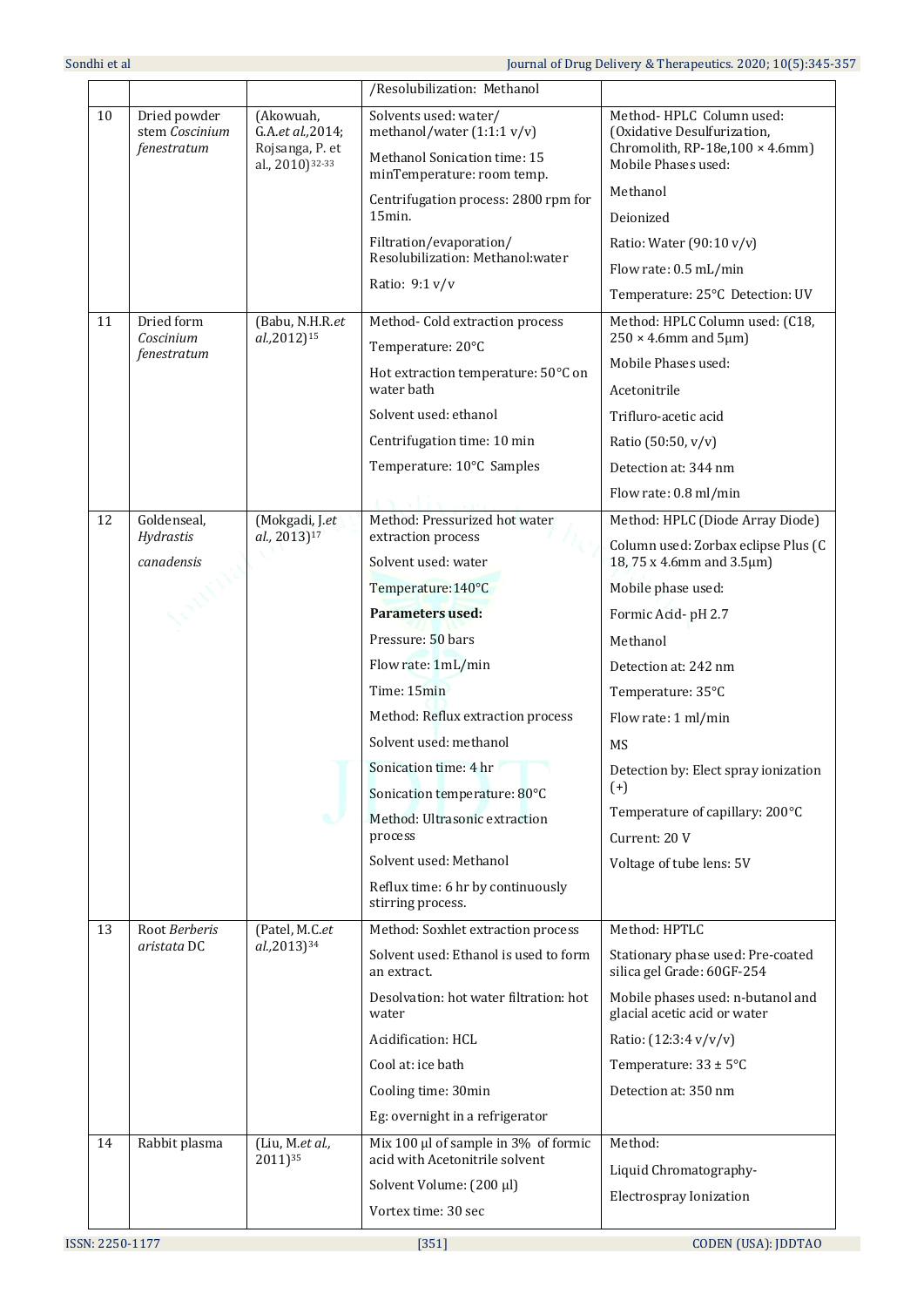| | | | /Resolubilization: Methanol | |
|---|---|---|---|---|
| 10 | Dried powder stem *Coscinium fenestratum* | (Akowuah, G.A.*et al.*,2014; Rojsanga, P. et al., 2010)[32-33] | Solvents used: water/ methanol/water (1:1:1 v/v)<br><br>Methanol Sonication time: 15 minTemperature: room temp.<br><br>Centrifugation process: 2800 rpm for 15min.<br><br>Filtration/evaporation/ Resolubilization: Methanol:water<br><br>Ratio: 9:1 v/v | Method- HPLC Column used: (Oxidative Desulfurization, Chromolith, RP-18e,100 × 4.6mm) Mobile Phases used:<br><br>Methanol<br><br>Deionized<br><br>Ratio: Water (90:10 v/v)<br><br>Flow rate: 0.5 mL/min<br><br>Temperature: 25°C Detection: UV |
| 11 | Dried form *Coscinium fenestratum* | (Babu, N.H.R.*et al.*,2012)[15] | Method- Cold extraction process<br><br>Temperature: 20°C<br><br>Hot extraction temperature: 50°C on water bath<br><br>Solvent used: ethanol<br><br>Centrifugation time: 10 min<br><br>Temperature: 10°C Samples | Method: HPLC Column used: (C18, 250 × 4.6mm and 5µm)<br><br>Mobile Phases used:<br><br>Acetonitrile<br><br>Trifluro-acetic acid<br><br>Ratio (50:50, v/v)<br><br>Detection at: 344 nm<br><br>Flow rate: 0.8 ml/min |
| 12 | Goldenseal, *Hydrastis canadensis* | (Mokgadi, J.*et al.,* 2013)[17] | Method: Pressurized hot water extraction process<br><br>Solvent used: water<br><br>Temperature:140°C<br><br>**Parameters used:**<br><br>Pressure: 50 bars<br><br>Flow rate: 1mL/min<br><br>Time: 15min<br><br>Method: Reflux extraction process<br><br>Solvent used: methanol<br><br>Sonication time: 4 hr<br><br>Sonication temperature: 80°C<br><br>Method: Ultrasonic extraction process<br><br>Solvent used: Methanol<br><br>Reflux time: 6 hr by continuously stirring process. | Method: HPLC (Diode Array Diode)<br><br>Column used: Zorbax eclipse Plus (C 18, 75 x 4.6mm and 3.5µm)<br><br>Mobile phase used:<br><br>Formic Acid- pH 2.7<br><br>Methanol<br><br>Detection at: 242 nm<br><br>Temperature: 35°C<br><br>Flow rate: 1 ml/min<br><br>MS<br><br>Detection by: Elect spray ionization (+)<br><br>Temperature of capillary: 200°C<br><br>Current: 20 V<br><br>Voltage of tube lens: 5V |
| 13 | Root *Berberis aristata* DC | (Patel, M.C.*et al.*,2013)[34] | Method: Soxhlet extraction process<br><br>Solvent used: Ethanol is used to form an extract.<br><br>Desolvation: hot water filtration: hot water<br><br>Acidification: HCL<br><br>Cool at: ice bath<br><br>Cooling time: 30min<br><br>Eg: overnight in a refrigerator | Method: HPTLC<br><br>Stationary phase used: Pre-coated silica gel Grade: 60GF-254<br><br>Mobile phases used: n-butanol and glacial acetic acid or water<br><br>Ratio: (12:3:4 v/v/v)<br><br>Temperature: 33 ± 5°C<br><br>Detection at: 350 nm |
| 14 | Rabbit plasma | (Liu, M.*et al.*, 2011)[35] | Mix 100 µl of sample in 3% of formic acid with Acetonitrile solvent<br><br>Solvent Volume: (200 µl)<br><br>Vortex time: 30 sec | Method:<br><br>Liquid Chromatography-<br><br>Electrospray Ionization |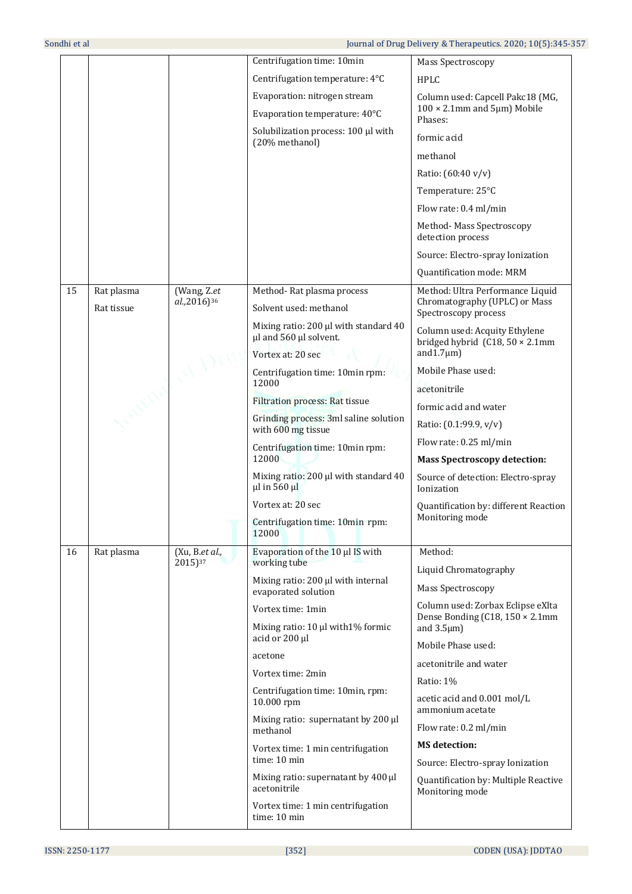| | | | | |
|---|---|---|---|---|
| | | | Centrifugation time: 10min<br>Centrifugation temperature: 4°C<br>Evaporation: nitrogen stream<br>Evaporation temperature: 40°C<br>Solubilization process: 100 µl with (20% methanol) | Mass Spectroscopy<br>HPLC<br>Column used: Capcell Pakc18 (MG, 100 × 2.1mm and 5µm) Mobile Phases:<br>formic acid<br>methanol<br>Ratio: (60:40 v/v)<br>Temperature: 25°C<br>Flow rate: 0.4 ml/min<br>Method- Mass Spectroscopy detection process<br>Source: Electro-spray Ionization<br>Quantification mode: MRM |
| 15 | Rat plasma<br>Rat tissue | (Wang, Z.*et al.*,2016)[36] | Method- Rat plasma process<br>Solvent used: methanol<br>Mixing ratio: 200 µl with standard 40 µl and 560 µl solvent.<br>Vortex at: 20 sec<br>Centrifugation time: 10min rpm: 12000<br>Filtration process: Rat tissue<br>Grinding process: 3ml saline solution with 600 mg tissue<br>Centrifugation time: 10min rpm: 12000<br>Mixing ratio: 200 µl with standard 40 µl in 560 µl<br>Vortex at: 20 sec<br>Centrifugation time: 10min rpm: 12000 | Method: Ultra Performance Liquid Chromatography (UPLC) or Mass Spectroscopy process<br>Column used: Acquity Ethylene bridged hybrid (C18, 50 × 2.1mm and1.7µm)<br>Mobile Phase used:<br>acetonitrile<br>formic acid and water<br>Ratio: (0.1:99.9, v/v)<br>Flow rate: 0.25 ml/min<br>**Mass Spectroscopy detection:**<br>Source of detection: Electro-spray Ionization<br>Quantification by: different Reaction Monitoring mode |
| 16 | Rat plasma | (Xu, B.*et al.*, 2015)[37] | Evaporation of the 10 µl IS with working tube<br>Mixing ratio: 200 µl with internal evaporated solution<br>Vortex time: 1min<br>Mixing ratio: 10 µl with1% formic acid or 200 µl<br>acetone<br>Vortex time: 2min<br>Centrifugation time: 10min, rpm: 10.000 rpm<br>Mixing ratio: supernatant by 200 µl methanol<br>Vortex time: 1 min centrifugation time: 10 min<br>Mixing ratio: supernatant by 400 µl acetonitrile<br>Vortex time: 1 min centrifugation time: 10 min | Method:<br>Liquid Chromatography<br>Mass Spectroscopy<br>Column used: Zorbax Eclipse eXlta Dense Bonding (C18, 150 × 2.1mm and 3.5µm)<br>Mobile Phase used:<br>acetonitrile and water<br>Ratio: 1%<br>acetic acid and 0.001 mol/L ammonium acetate<br>Flow rate: 0.2 ml/min<br>**MS detection:**<br>Source: Electro-spray Ionization<br>Quantification by: Multiple Reactive Monitoring mode |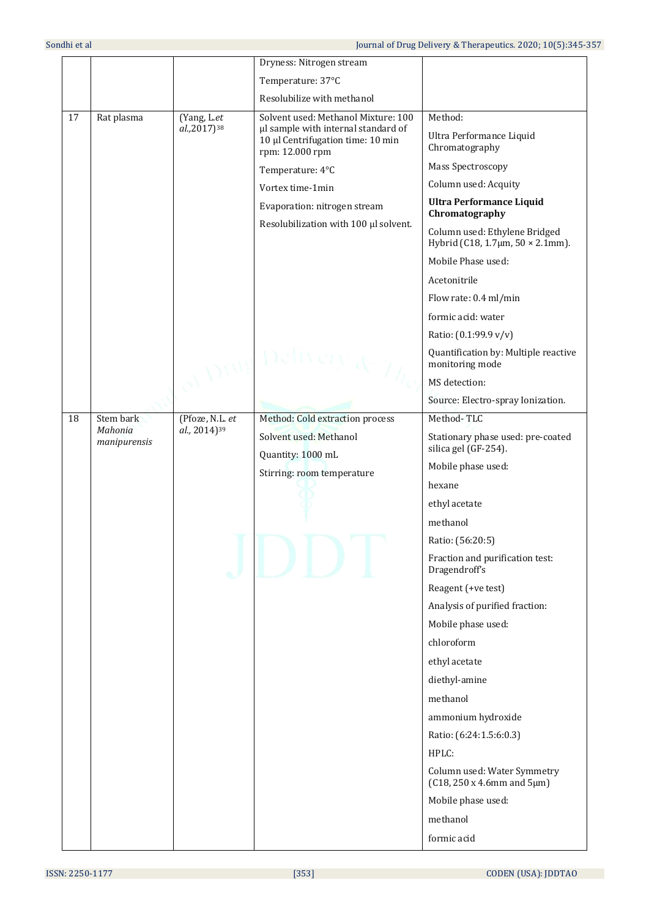| | | | Dryness: Nitrogen stream<br>Temperature: 37°C<br>Resolubilize with methanol | |
|---|---|---|---|---|
| 17 | Rat plasma | (Yang, L.*et al.*,2017)[38] | Solvent used: Methanol Mixture: 100 µl sample with internal standard of 10 µl Centrifugation time: 10 min rpm: 12.000 rpm<br>Temperature: 4°C<br>Vortex time-1min<br>Evaporation: nitrogen stream<br>Resolubilization with 100 µl solvent. | Method:<br>Ultra Performance Liquid Chromatography<br>Mass Spectroscopy<br>Column used: Acquity<br>**Ultra Performance Liquid Chromatography**<br>Column used: Ethylene Bridged Hybrid (C18, 1.7µm, 50 × 2.1mm).<br>Mobile Phase used:<br>Acetonitrile<br>Flow rate: 0.4 ml/min<br>formic acid: water<br>Ratio: (0.1:99.9 v/v)<br>Quantification by: Multiple reactive monitoring mode<br>MS detection:<br>Source: Electro-spray Ionization. |
| 18 | Stem bark *Mahonia manipurensis* | (Pfoze, N.L. *et al.,* 2014)[39] | Method: Cold extraction process<br>Solvent used: Methanol<br>Quantity: 1000 mL<br>Stirring: room temperature | Method- TLC<br>Stationary phase used: pre-coated silica gel (GF-254).<br>Mobile phase used:<br>hexane<br>ethyl acetate<br>methanol<br>Ratio: (56:20:5)<br>Fraction and purification test: Dragendroff's<br>Reagent (+ve test)<br>Analysis of purified fraction:<br>Mobile phase used:<br>chloroform<br>ethyl acetate<br>diethyl-amine<br>methanol<br>ammonium hydroxide<br>Ratio: (6:24:1.5:6:0.3)<br>HPLC:<br>Column used: Water Symmetry (C18, 250 x 4.6mm and 5µm)<br>Mobile phase used:<br>methanol<br>formic acid |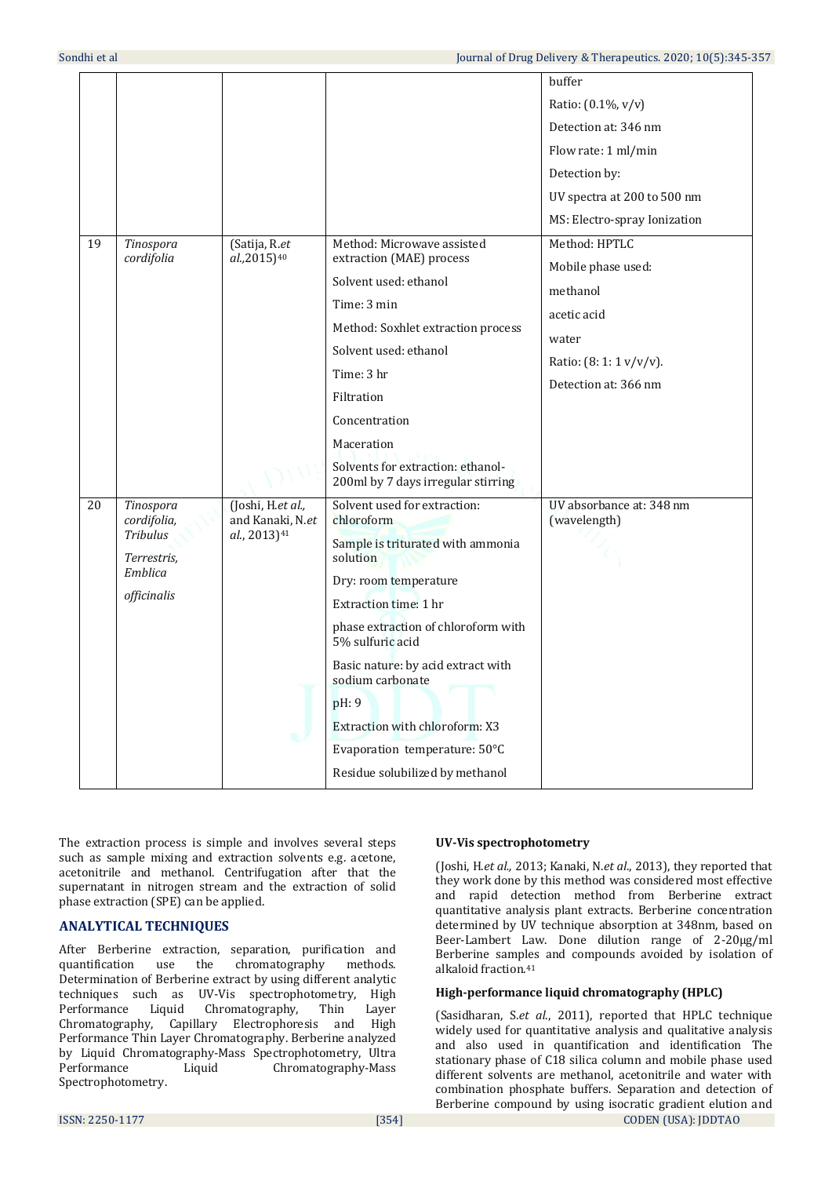| | | | | buffer<br>Ratio: (0.1%, v/v)<br>Detection at: 346 nm<br>Flow rate: 1 ml/min<br>Detection by:<br>UV spectra at 200 to 500 nm<br>MS: Electro-spray Ionization |
|---|---|---|---|---|
| 19 | *Tinospora cordifolia* | (Satija, R.*et al.*,2015)[40] | Method: Microwave assisted extraction (MAE) process<br>Solvent used: ethanol<br>Time: 3 min<br>Method: Soxhlet extraction process<br>Solvent used: ethanol<br>Time: 3 hr<br>Filtration<br>Concentration<br>Maceration<br>Solvents for extraction: ethanol-200ml by 7 days irregular stirring | Method: HPTLC<br>Mobile phase used:<br>methanol<br>acetic acid<br>water<br>Ratio: (8: 1: 1 v/v/v).<br>Detection at: 366 nm |
| 20 | *Tinospora cordifolia, Tribulus Terrestris, Emblica officinalis* | (Joshi, H.*et al.*, and Kanaki, N.*et al.*, 2013)[41] | Solvent used for extraction: chloroform<br>Sample is triturated with ammonia solution<br>Dry: room temperature<br>Extraction time: 1 hr<br>phase extraction of chloroform with 5% sulfuric acid<br>Basic nature: by acid extract with sodium carbonate<br>pH: 9<br>Extraction with chloroform: X3<br>Evaporation temperature: 50°C<br>Residue solubilized by methanol | UV absorbance at: 348 nm (wavelength) |

The extraction process is simple and involves several steps such as sample mixing and extraction solvents e.g. acetone, acetonitrile and methanol. Centrifugation after that the supernatant in nitrogen stream and the extraction of solid phase extraction (SPE) can be applied.

## ANALYTICAL TECHNIQUES

After Berberine extraction, separation, purification and quantification use the chromatography methods. Determination of Berberine extract by using different analytic techniques such as UV-Vis spectrophotometry, High Performance Liquid Chromatography, Thin Layer Chromatography, Capillary Electrophoresis and High Performance Thin Layer Chromatography. Berberine analyzed by Liquid Chromatography-Mass Spectrophotometry, Ultra Performance Liquid Chromatography-Mass Spectrophotometry.

### UV-Vis spectrophotometry

(Joshi, H.*et al.,* 2013; Kanaki, N.*et al.*, 2013), they reported that they work done by this method was considered most effective and rapid detection method from Berberine extract quantitative analysis plant extracts. Berberine concentration determined by UV technique absorption at 348nm, based on Beer-Lambert Law. Done dilution range of 2-20µg/ml Berberine samples and compounds avoided by isolation of alkaloid fraction.[41]

### High-performance liquid chromatography (HPLC)

(Sasidharan, S.*et al.*, 2011), reported that HPLC technique widely used for quantitative analysis and qualitative analysis and also used in quantification and identification The stationary phase of C18 silica column and mobile phase used different solvents are methanol, acetonitrile and water with combination phosphate buffers. Separation and detection of Berberine compound by using isocratic gradient elution and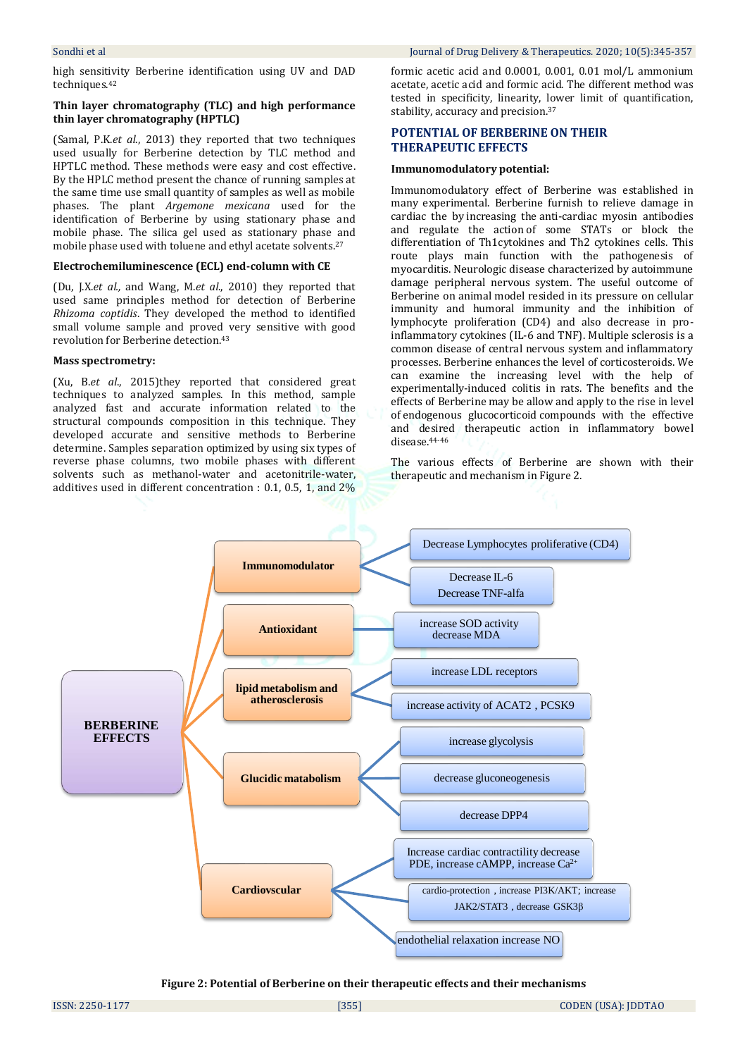high sensitivity Berberine identification using UV and DAD techniques.[42]

### Thin layer chromatography (TLC) and high performance thin layer chromatography (HPTLC)

(Samal, P.K.*et al.*, 2013) they reported that two techniques used usually for Berberine detection by TLC method and HPTLC method. These methods were easy and cost effective. By the HPLC method present the chance of running samples at the same time use small quantity of samples as well as mobile phases. The plant *Argemone mexicana* used for the identification of Berberine by using stationary phase and mobile phase. The silica gel used as stationary phase and mobile phase used with toluene and ethyl acetate solvents.[27]

### Electrochemiluminescence (ECL) end-column with CE

(Du, J.X.*et al.,* and Wang, M.*et al.,* 2010) they reported that used same principles method for detection of Berberine *Rhizoma coptidis*. They developed the method to identified small volume sample and proved very sensitive with good revolution for Berberine detection.[43]

### Mass spectrometry:

(Xu, B.*et al.,* 2015)they reported that considered great techniques to analyzed samples. In this method, sample analyzed fast and accurate information related to the structural compounds composition in this technique. They developed accurate and sensitive methods to Berberine determine. Samples separation optimized by using six types of reverse phase chromatography columns, two mobile phases with different solvents such as methanol-water and acetonitrile-water, additives used in different concentration : 0.1, 0.5, 1, and 2% formic acetic acid and 0.0001, 0.001, 0.01 mol/L ammonium acetate, acetic acid and formic acid. The different method was tested in specificity, linearity, lower limit of quantification, stability, accuracy and precision.[37]

## POTENTIAL OF BERBERINE ON THEIR THERAPEUTIC EFFECTS

### Immunomodulatory potential:

Immunomodulatory effect of Berberine was established in many experimental. Berberine furnish to relieve damage in cardiac the by increasing the anti-cardiac myosin antibodies and regulate the action of some STATs or block the differentiation of Th1cytokines and Th2 cytokines cells. This route plays main function with the pathogenesis of myocarditis. Neurologic disease characterized by autoimmune damage peripheral nervous system. The useful outcome of Berberine on animal model resided in its pressure on cellular immunity and humoral immunity and the inhibition of lymphocyte proliferation (CD4) and also decrease in pro-inflammatory cytokines (IL-6 and TNF). Multiple sclerosis is a common disease of central nervous system and inflammatory processes. Berberine enhances the level of corticosteroids. We can examine the increasing level with the help of experimentally-induced colitis in rats. The benefits and the effects of Berberine may be allow and apply to the rise in level of endogenous glucocorticoid compounds with the effective and desired therapeutic action in inflammatory bowel disease.[44-46]

The various effects of Berberine are shown with their therapeutic and mechanism in Figure 2.

- **BERBERINE EFFECTS**
  - **Immunomodulator**
    - Decrease Lymphocytes proliferative (CD4)
    - Decrease IL-6, Decrease TNF-alfa
  - **Antioxidant**
    - increase SOD activity, decrease MDA
  - **lipid metabolism and atherosclerosis**
    - increase LDL receptors
    - increase activity of ACAT2 , PCSK9
  - **Glucidic matabolism**
    - increase glycolysis
    - decrease gluconeogenesis
    - decrease DPP4
  - **Cardiovscular**
    - Increase cardiac contractility decrease PDE, increase cAMPP, increase $Ca^{2+}$
    - cardio-protection , increase PI3K/AKT; increase JAK2/STAT3 , decrease GSK3β
    - endothelial relaxation increase NO

**Figure 2: Potential of Berberine on their therapeutic effects and their mechanisms**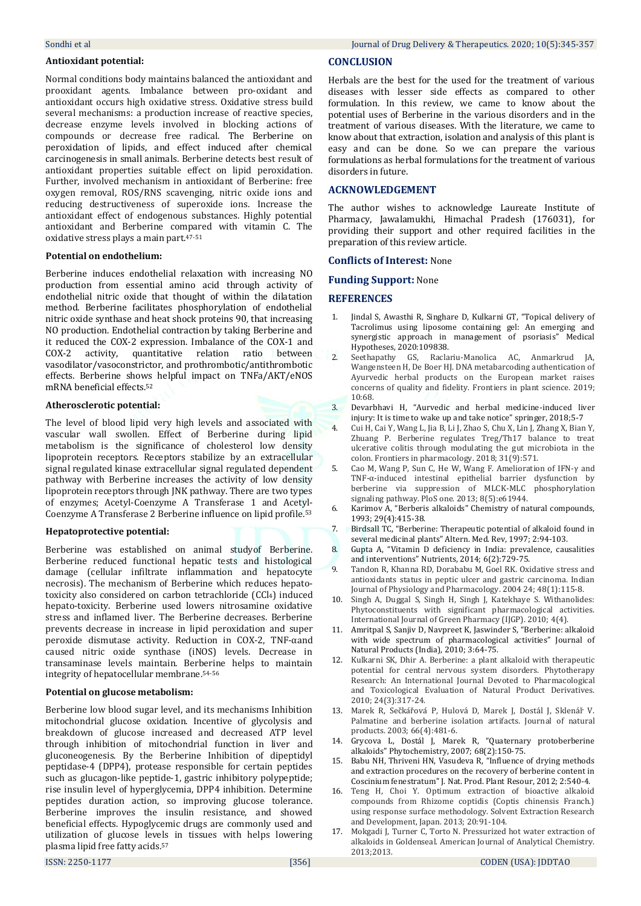### Antioxidant potential:

Normal conditions body maintains balanced the antioxidant and prooxidant agents. Imbalance between pro-oxidant and antioxidant occurs high oxidative stress. Oxidative stress build several mechanisms: a production increase of reactive species, decrease enzyme levels involved in blocking actions of compounds or decrease free radical. The Berberine on peroxidation of lipids, and effect induced after chemical carcinogenesis in small animals. Berberine detects best result of antioxidant properties suitable effect on lipid peroxidation. Further, involved mechanism in antioxidant of Berberine: free oxygen removal, ROS/RNS scavenging, nitric oxide ions and reducing destructiveness of superoxide ions. Increase the antioxidant effect of endogenous substances. Highly potential antioxidant and Berberine compared with vitamin C. The oxidative stress plays a main part.[47-51]

### Potential on endothelium:

Berberine induces endothelial relaxation with increasing NO production from essential amino acid through activity of endothelial nitric oxide that thought of within the dilatation method. Berberine facilitates phosphorylation of endothelial nitric oxide synthase and heat shock proteins 90, that increasing NO production. Endothelial contraction by taking Berberine and it reduced the COX-2 expression. Imbalance of the COX-1 and COX-2 activity, quantitative relation ratio between vasodilator/vasoconstrictor, and prothrombotic/antithrombotic effects. Berberine shows helpful impact on TNFa/AKT/eNOS mRNA beneficial effects.[52]

### Atherosclerotic potential:

The level of blood lipid very high levels and associated with vascular wall swollen. Effect of Berberine during lipid metabolism is the significance of cholesterol low density lipoprotein receptors. Receptors stabilize by an extracellular signal regulated kinase extracellular signal regulated dependent pathway with Berberine increases the activity of low density lipoprotein receptors through JNK pathway. There are two types of enzymes; Acetyl-Coenzyme A Transferase 1 and Acetyl-Coenzyme A Transferase 2 Berberine influence on lipid profile.[53]

### Hepatoprotective potential:

Berberine was established on animal studyof Berberine. Berberine reduced functional hepatic tests and histological damage (cellular infiltrate inflammation and hepatocyte necrosis). The mechanism of Berberine which reduces hepato-toxicity also considered on carbon tetrachloride ($CCl_4$) induced hepato-toxicity. Berberine used lowers nitrosamine oxidative stress and inflamed liver. The Berberine decreases. Berberine prevents decrease in increase in lipid peroxidation and super peroxide dismutase activity. Reduction in COX-2, TNF-αand caused nitric oxide synthase (iNOS) levels. Decrease in transaminase levels maintain. Berberine helps to maintain integrity of hepatocellular membrane.[54-56]

### Potential on glucose metabolism:

Berberine low blood sugar level, and its mechanisms Inhibition mitochondrial glucose oxidation. Incentive of glycolysis and breakdown of glucose increased and decreased ATP level through inhibition of mitochondrial function in liver and gluconeogenesis. By the Berberine Inhibition of dipeptidyl peptidase-4 (DPP4), protease responsible for certain peptides such as glucagon-like peptide-1, gastric inhibitory polypeptide; rise insulin level of hyperglycemia, DPP4 inhibition. Determine peptides duration action, so improving glucose tolerance. Berberine improves the insulin resistance, and showed beneficial effects. Hypoglycemic drugs are commonly used and utilization of glucose levels in tissues with helps lowering plasma lipid free fatty acids.[57]

## CONCLUSION

Herbals are the best for the used for the treatment of various diseases with lesser side effects as compared to other formulation. In this review, we came to know about the potential uses of Berberine in the various disorders and in the treatment of various diseases. With the literature, we came to know about that extraction, isolation and analysis of this plant is easy and can be done. So we can prepare the various formulations as herbal formulations for the treatment of various disorders in future.

## ACKNOWLEDGEMENT

The author wishes to acknowledge Laureate Institute of Pharmacy, Jawalamukhi, Himachal Pradesh (176031), for providing their support and other required facilities in the preparation of this review article.

**Conflicts of Interest:** None

**Funding Support:** None

## REFERENCES

1. Jindal S, Awasthi R, Singhare D, Kulkarni GT, "Topical delivery of Tacrolimus using liposome containing gel: An emerging and synergistic approach in management of psoriasis" Medical Hypotheses, 2020:109838.
2. Seethapathy GS, Raclariu-Manolica AC, Anmarkrud JA, Wangensteen H, De Boer HJ. DNA metabarcoding authentication of Ayurvedic herbal products on the European market raises concerns of quality and fidelity. Frontiers in plant science. 2019; 10:68.
3. Devarbhavi H, "Aurvedic and herbal medicine-induced liver injury: It is time to wake up and take notice" springer, 2018;5-7
4. Cui H, Cai Y, Wang L, Jia B, Li J, Zhao S, Chu X, Lin J, Zhang X, Bian Y, Zhuang P. Berberine regulates Treg/Th17 balance to treat ulcerative colitis through modulating the gut microbiota in the colon. Frontiers in pharmacology. 2018; 31(9):571.
5. Cao M, Wang P, Sun C, He W, Wang F. Amelioration of IFN-γ and TNF-α-induced intestinal epithelial barrier dysfunction by berberine via suppression of MLCK-MLC phosphorylation signaling pathway. PloS one. 2013; 8(5):e61944.
6. Karimov A, "Berberis alkaloids" Chemistry of natural compounds, 1993; 29(4):415-38.
7. Birdsall TC, "Berberine: Therapeutic potential of alkaloid found in several medicinal plants" Altern. Med. Rev, 1997; 2:94-103.
8. Gupta A, "Vitamin D deficiency in India: prevalence, causalities and interventions" Nutrients, 2014; 6(2):729-75.
9. Tandon R, Khanna RD, Dorababu M, Goel RK. Oxidative stress and antioxidants status in peptic ulcer and gastric carcinoma. Indian Journal of Physiology and Pharmacology. 2004 24; 48(1):115-8.
10. Singh A, Duggal S, Singh H, Singh J, Katekhaye S. Withanolides: Phytoconstituents with significant pharmacological activities. International Journal of Green Pharmacy (IJGP). 2010; 4(4).
11. Amritpal S, Sanjiv D, Navpreet K, Jaswinder S, "Berberine: alkaloid with wide spectrum of pharmacological activities" Journal of Natural Products (India), 2010; 3:64-75.
12. Kulkarni SK, Dhir A. Berberine: a plant alkaloid with therapeutic potential for central nervous system disorders. Phytotherapy Research: An International Journal Devoted to Pharmacological and Toxicological Evaluation of Natural Product Derivatives. 2010; 24(3):317-24.
13. Marek R, Sečkářová P, Hulová D, Marek J, Dostál J, Sklenář V. Palmatine and berberine isolation artifacts. Journal of natural products. 2003; 66(4):481-6.
14. Grycova L, Dostál J, Marek R, "Quaternary protoberberine alkaloids" Phytochemistry, 2007; 68(2):150-75.
15. Babu NH, Thriveni HN, Vasudeva R, "Influence of drying methods and extraction procedures on the recovery of berberine content in Coscinium fenestratum" J. Nat. Prod. Plant Resour, 2012; 2:540-4.
16. Teng H, Choi Y. Optimum extraction of bioactive alkaloid compounds from Rhizome coptidis (Coptis chinensis Franch.) using response surface methodology. Solvent Extraction Research and Development, Japan. 2013; 20:91-104.
17. Mokgadi J, Turner C, Torto N. Pressurized hot water extraction of alkaloids in Goldenseal. American Journal of Analytical Chemistry. 2013;2013.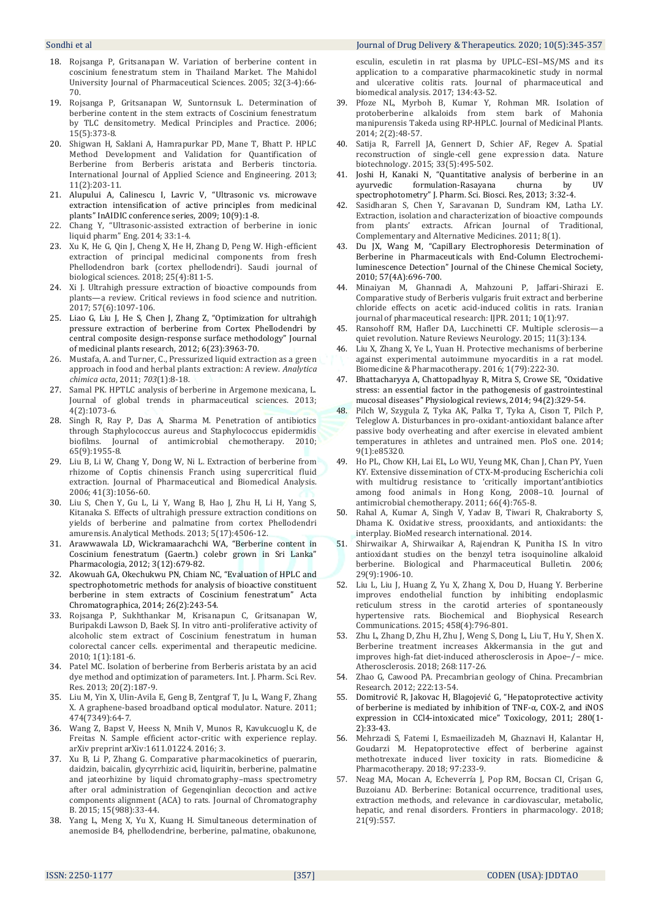18. Rojsanga P, Gritsanapan W. Variation of berberine content in coscinium fenestratum stem in Thailand Market. The Mahidol University Journal of Pharmaceutical Sciences. 2005; 32(3-4):66-70.
19. Rojsanga P, Gritsanapan W, Suntornsuk L. Determination of berberine content in the stem extracts of Coscinium fenestratum by TLC densitometry. Medical Principles and Practice. 2006; 15(5):373-8.
20. Shigwan H, Saklani A, Hamrapurkar PD, Mane T, Bhatt P. HPLC Method Development and Validation for Quantification of Berberine from Berberis aristata and Berberis tinctoria. International Journal of Applied Science and Engineering. 2013; 11(2):203-11.
21. Alupului A, Calinescu I, Lavric V, "Ultrasonic vs. microwave extraction intensification of active principles from medicinal plants" InAIDIC conference series, 2009; 10(9):1-8.
22. Chang Y, "Ultrasonic-assisted extraction of berberine in ionic liquid pharm" Eng. 2014; 33:1-4.
23. Xu K, He G, Qin J, Cheng X, He H, Zhang D, Peng W. High-efficient extraction of principal medicinal components from fresh Phellodendron bark (cortex phellodendri). Saudi journal of biological sciences. 2018; 25(4):811-5.
24. Xi J. Ultrahigh pressure extraction of bioactive compounds from plants—a review. Critical reviews in food science and nutrition. 2017; 57(6):1097-106.
25. Liao G, Liu J, He S, Chen J, Zhang Z, "Optimization for ultrahigh pressure extraction of berberine from Cortex Phellodendri by central composite design-response surface methodology" Journal of medicinal plants research, 2012; 6(23):3963-70.
26. Mustafa, A. and Turner, C., Pressurized liquid extraction as a green approach in food and herbal plants extraction: A review. *Analytica chimica acta*, 2011; *703*(1):8-18.
27. Samal PK. HPTLC analysis of berberine in Argemone mexicana, L. Journal of global trends in pharmaceutical sciences. 2013; 4(2):1073-6.
28. Singh R, Ray P, Das A, Sharma M. Penetration of antibiotics through Staphylococcus aureus and Staphylococcus epidermidis biofilms. Journal of antimicrobial chemotherapy. 2010; 65(9):1955-8.
29. Liu B, Li W, Chang Y, Dong W, Ni L. Extraction of berberine from rhizome of Coptis chinensis Franch using supercritical fluid extraction. Journal of Pharmaceutical and Biomedical Analysis. 2006; 41(3):1056-60.
30. Liu S, Chen Y, Gu L, Li Y, Wang B, Hao J, Zhu H, Li H, Yang S, Kitanaka S. Effects of ultrahigh pressure extraction conditions on yields of berberine and palmatine from cortex Phellodendri amurensis. Analytical Methods. 2013; 5(17):4506-12.
31. Arawwawala LD, Wickramaarachchi WA, "Berberine content in Coscinium fenestratum (Gaertn.) colebr grown in Sri Lanka" Pharmacologia, 2012; 3(12):679-82.
32. Akowuah GA, Okechukwu PN, Chiam NC, "Evaluation of HPLC and spectrophotometric methods for analysis of bioactive constituent berberine in stem extracts of Coscinium fenestratum" Acta Chromatographica, 2014; 26(2):243-54.
33. Rojsanga P, Sukhthankar M, Krisanapun C, Gritsanapan W, Buripakdi Lawson D, Baek SJ. In vitro anti-proliferative activity of alcoholic stem extract of Coscinium fenestratum in human colorectal cancer cells. experimental and therapeutic medicine. 2010; 1(1):181-6.
34. Patel MC. Isolation of berberine from Berberis aristata by an acid dye method and optimization of parameters. Int. J. Pharm. Sci. Rev. Res. 2013; 20(2):187-9.
35. Liu M, Yin X, Ulin-Avila E, Geng B, Zentgraf T, Ju L, Wang F, Zhang X. A graphene-based broadband optical modulator. Nature. 2011; 474(7349):64-7.
36. Wang Z, Bapst V, Heess N, Mnih V, Munos R, Kavukcuoglu K, de Freitas N. Sample efficient actor-critic with experience replay. arXiv preprint arXiv:1611.01224. 2016; 3.
37. Xu B, Li P, Zhang G. Comparative pharmacokinetics of puerarin, daidzin, baicalin, glycyrrhizic acid, liquiritin, berberine, palmatine and jateorhizine by liquid chromatography–mass spectrometry after oral administration of Gegenqinlian decoction and active components alignment (ACA) to rats. Journal of Chromatography B. 2015; 15(988):33-44.
38. Yang L, Meng X, Yu X, Kuang H. Simultaneous determination of anemoside B4, phellodendrine, berberine, palmatine, obakunone, esculin, esculetin in rat plasma by UPLC–ESI–MS/MS and its application to a comparative pharmacokinetic study in normal and ulcerative colitis rats. Journal of pharmaceutical and biomedical analysis. 2017; 134:43-52.
39. Pfoze NL, Myrboh B, Kumar Y, Rohman MR. Isolation of protoberberine alkaloids from stem bark of Mahonia manipurensis Takeda using RP-HPLC. Journal of Medicinal Plants. 2014; 2(2):48-57.
40. Satija R, Farrell JA, Gennert D, Schier AF, Regev A. Spatial reconstruction of single-cell gene expression data. Nature biotechnology. 2015; 33(5):495-502.
41. Joshi H, Kanaki N, "Quantitative analysis of berberine in an ayurvedic formulation-Rasayana churna by UV spectrophotometry" J. Pharm. Sci. Biosci. Res, 2013; 3:32-4.
42. Sasidharan S, Chen Y, Saravanan D, Sundram KM, Latha LY. Extraction, isolation and characterization of bioactive compounds from plants' extracts. African Journal of Traditional, Complementary and Alternative Medicines. 2011; 8(1).
43. Du JX, Wang M, "Capillary Electrophoresis Determination of Berberine in Pharmaceuticals with End-Column Electrochemiluminescence Detection" Journal of the Chinese Chemical Society, 2010; 57(4A):696-700.
44. Minaiyan M, Ghannadi A, Mahzouni P, Jaffari-Shirazi E. Comparative study of Berberis vulgaris fruit extract and berberine chloride effects on acetic acid-induced colitis in rats. Iranian journal of pharmaceutical research: IJPR. 2011; 10(1):97.
45. Ransohoff RM, Hafler DA, Lucchinetti CF. Multiple sclerosis—a quiet revolution. Nature Reviews Neurology. 2015; 11(3):134.
46. Liu X, Zhang X, Ye L, Yuan H. Protective mechanisms of berberine against experimental autoimmune myocarditis in a rat model. Biomedicine & Pharmacotherapy. 2016; 1(79):222-30.
47. Bhattacharyya A, Chattopadhyay R, Mitra S, Crowe SE, "Oxidative stress: an essential factor in the pathogenesis of gastrointestinal mucosal diseases" Physiological reviews, 2014; 94(2):329-54.
48. Pilch W, Szygula Z, Tyka AK, Palka T, Tyka A, Cison T, Pilch P, Teleglow A. Disturbances in pro-oxidant-antioxidant balance after passive body overheating and after exercise in elevated ambient temperatures in athletes and untrained men. PloS one. 2014; 9(1):e85320.
49. Ho PL, Chow KH, Lai EL, Lo WU, Yeung MK, Chan J, Chan PY, Yuen KY. Extensive dissemination of CTX-M-producing Escherichia coli with multidrug resistance to 'critically important'antibiotics among food animals in Hong Kong, 2008–10. Journal of antimicrobial chemotherapy. 2011; 66(4):765-8.
50. Rahal A, Kumar A, Singh V, Yadav B, Tiwari R, Chakraborty S, Dhama K. Oxidative stress, prooxidants, and antioxidants: the interplay. BioMed research international. 2014.
51. Shirwaikar A, Shirwaikar A, Rajendran K, Punitha IS. In vitro antioxidant studies on the benzyl tetra isoquinoline alkaloid berberine. Biological and Pharmaceutical Bulletin. 2006; 29(9):1906-10.
52. Liu L, Liu J, Huang Z, Yu X, Zhang X, Dou D, Huang Y. Berberine improves endothelial function by inhibiting endoplasmic reticulum stress in the carotid arteries of spontaneously hypertensive rats. Biochemical and Biophysical Research Communications. 2015; 458(4):796-801.
53. Zhu L, Zhang D, Zhu H, Zhu J, Weng S, Dong L, Liu T, Hu Y, Shen X. Berberine treatment increases Akkermansia in the gut and improves high-fat diet-induced atherosclerosis in Apoe−/− mice. Atherosclerosis. 2018; 268:117-26.
54. Zhao G, Cawood PA. Precambrian geology of China. Precambrian Research. 2012; 222:13-54.
55. Domitrović R, Jakovac H, Blagojević G, "Hepatoprotective activity of berberine is mediated by inhibition of TNF-α, COX-2, and iNOS expression in CCl4-intoxicated mice" Toxicology, 2011; 280(1-2):33-43.
56. Mehrzadi S, Fatemi I, Esmaeilizadeh M, Ghaznavi H, Kalantar H, Goudarzi M. Hepatoprotective effect of berberine against methotrexate induced liver toxicity in rats. Biomedicine & Pharmacotherapy. 2018; 97:233-9.
57. Neag MA, Mocan A, Echeverría J, Pop RM, Bocsan CI, Crişan G, Buzoianu AD. Berberine: Botanical occurrence, traditional uses, extraction methods, and relevance in cardiovascular, metabolic, hepatic, and renal disorders. Frontiers in pharmacology. 2018; 21(9):557.